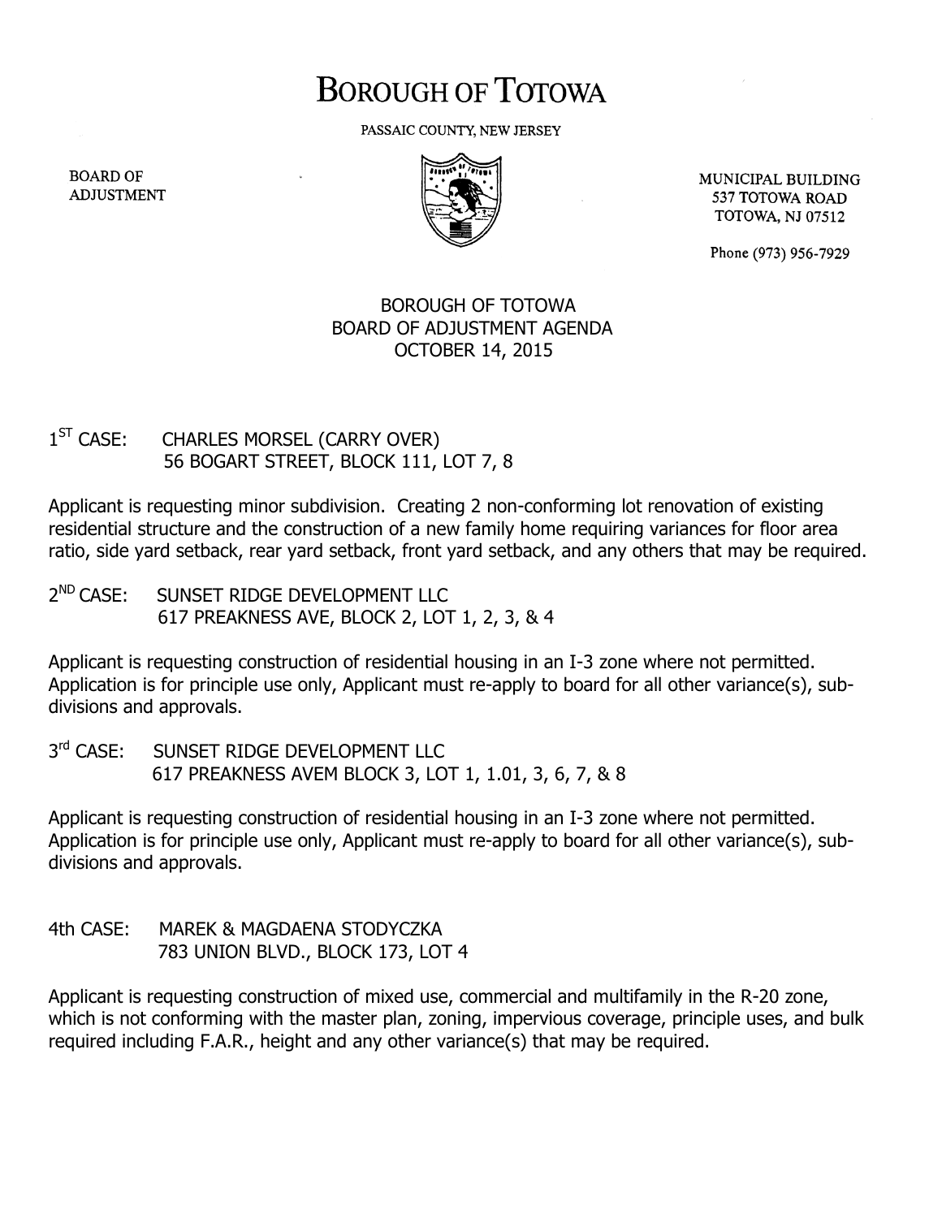# BOROUGH OF TOTOWA

PASSAIC COUNTY, NEW JERSEY

BOARD OF ADJUSTMENT

MUNICIPAL BUILDING
537 TOTOWA ROAD
TOTOWA, NJ 07512

Phone (973) 956-7929

## BOROUGH OF TOTOWA
## BOARD OF ADJUSTMENT AGENDA
## OCTOBER 14, 2015

1ST CASE: CHARLES MORSEL (CARRY OVER)
56 BOGART STREET, BLOCK 111, LOT 7, 8

Applicant is requesting minor subdivision. Creating 2 non-conforming lot renovation of existing residential structure and the construction of a new family home requiring variances for floor area ratio, side yard setback, rear yard setback, front yard setback, and any others that may be required.

2ND CASE: SUNSET RIDGE DEVELOPMENT LLC
617 PREAKNESS AVE, BLOCK 2, LOT 1, 2, 3, & 4

Applicant is requesting construction of residential housing in an I-3 zone where not permitted. Application is for principle use only, Applicant must re-apply to board for all other variance(s), sub-divisions and approvals.

3rd CASE: SUNSET RIDGE DEVELOPMENT LLC
617 PREAKNESS AVEM BLOCK 3, LOT 1, 1.01, 3, 6, 7, & 8

Applicant is requesting construction of residential housing in an I-3 zone where not permitted. Application is for principle use only, Applicant must re-apply to board for all other variance(s), sub-divisions and approvals.

4th CASE: MAREK & MAGDAENA STODYCZKA
783 UNION BLVD., BLOCK 173, LOT 4

Applicant is requesting construction of mixed use, commercial and multifamily in the R-20 zone, which is not conforming with the master plan, zoning, impervious coverage, principle uses, and bulk required including F.A.R., height and any other variance(s) that may be required.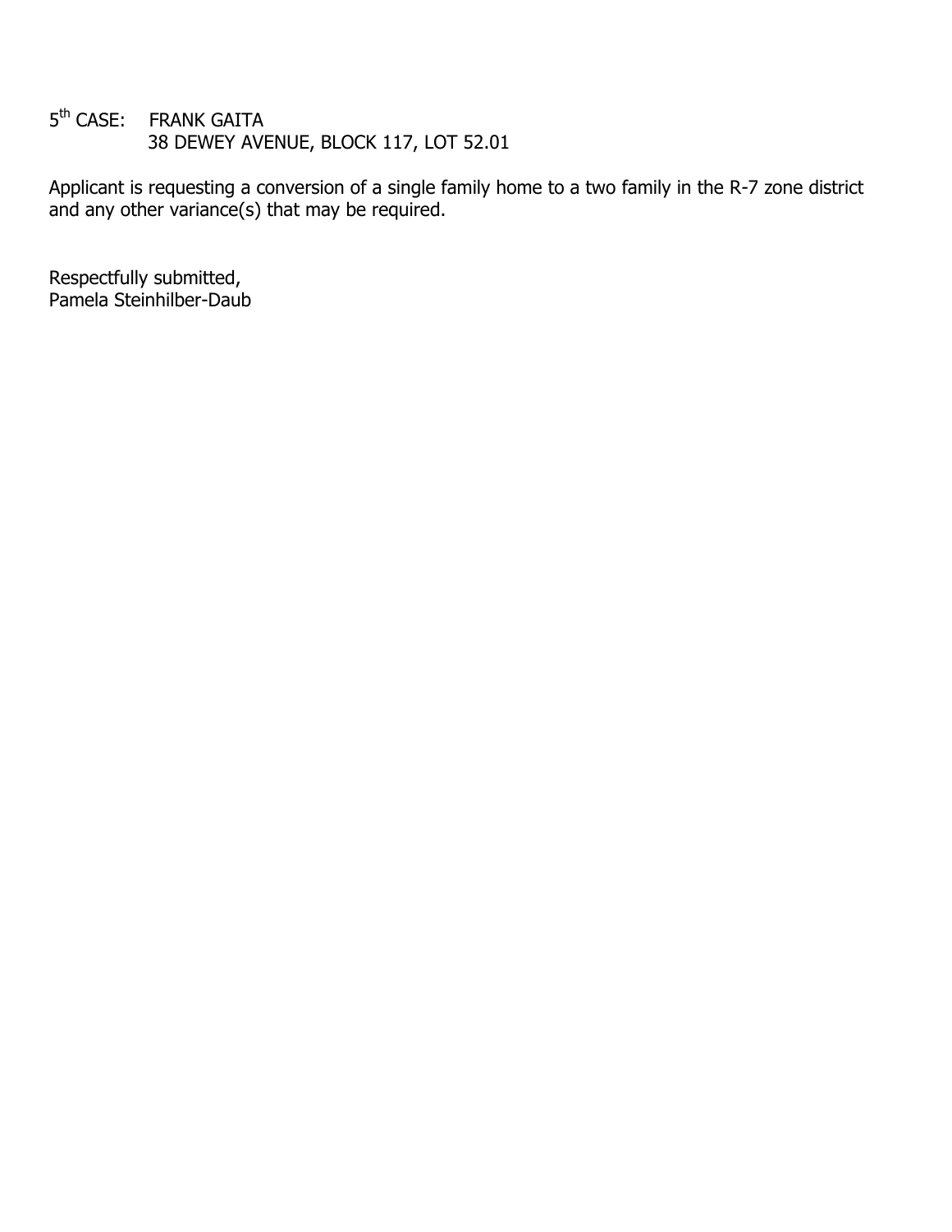5th CASE: FRANK GAITA
38 DEWEY AVENUE, BLOCK 117, LOT 52.01

Applicant is requesting a conversion of a single family home to a two family in the R-7 zone district and any other variance(s) that may be required.

Respectfully submitted,
Pamela Steinhilber-Daub